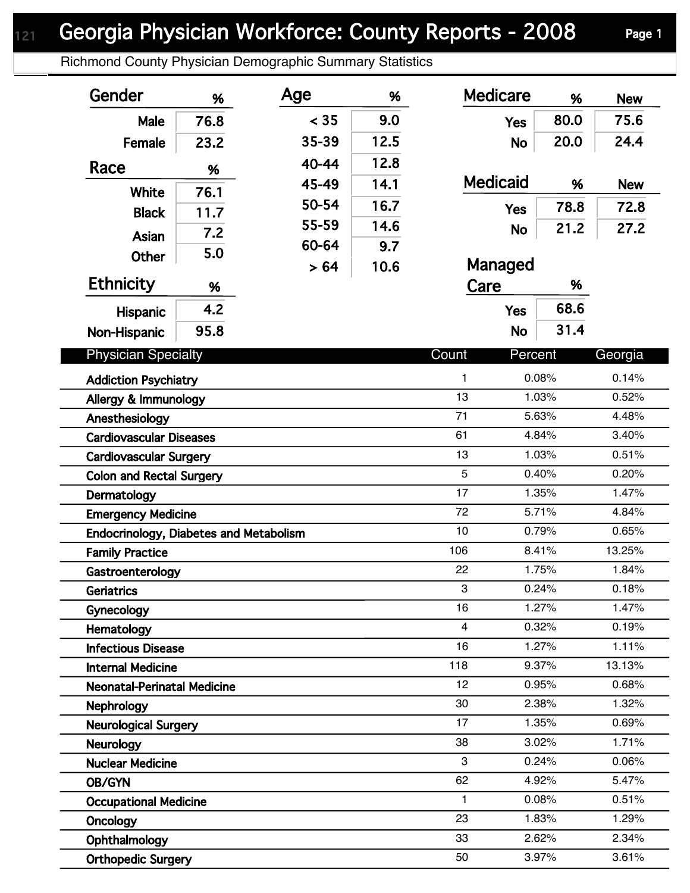# Georgia Physician Workforce: County Reports - 2008

Richmond County Physician Demographic Summary Statistics

| Gender | % |
|---|---|
| Male | 76.8 |
| Female | 23.2 |

| Race | % |
|---|---|
| White | 76.1 |
| Black | 11.7 |
| Asian | 7.2 |
| Other | 5.0 |

| Ethnicity | % |
|---|---|
| Hispanic | 4.2 |
| Non-Hispanic | 95.8 |

| Age | % |
|---|---|
| < 35 | 9.0 |
| 35-39 | 12.5 |
| 40-44 | 12.8 |
| 45-49 | 14.1 |
| 50-54 | 16.7 |
| 55-59 | 14.6 |
| 60-64 | 9.7 |
| > 64 | 10.6 |

| Medicare | % | New |
|---|---|---|
| Yes | 80.0 | 75.6 |
| No | 20.0 | 24.4 |

| Medicaid | % | New |
|---|---|---|
| Yes | 78.8 | 72.8 |
| No | 21.2 | 27.2 |

| Managed Care | % |
|---|---|
| Yes | 68.6 |
| No | 31.4 |

| Physician Specialty | Count | Percent | Georgia |
|---|---|---|---|
| Addiction Psychiatry | 1 | 0.08% | 0.14% |
| Allergy & Immunology | 13 | 1.03% | 0.52% |
| Anesthesiology | 71 | 5.63% | 4.48% |
| Cardiovascular Diseases | 61 | 4.84% | 3.40% |
| Cardiovascular Surgery | 13 | 1.03% | 0.51% |
| Colon and Rectal Surgery | 5 | 0.40% | 0.20% |
| Dermatology | 17 | 1.35% | 1.47% |
| Emergency Medicine | 72 | 5.71% | 4.84% |
| Endocrinology, Diabetes and Metabolism | 10 | 0.79% | 0.65% |
| Family Practice | 106 | 8.41% | 13.25% |
| Gastroenterology | 22 | 1.75% | 1.84% |
| Geriatrics | 3 | 0.24% | 0.18% |
| Gynecology | 16 | 1.27% | 1.47% |
| Hematology | 4 | 0.32% | 0.19% |
| Infectious Disease | 16 | 1.27% | 1.11% |
| Internal Medicine | 118 | 9.37% | 13.13% |
| Neonatal-Perinatal Medicine | 12 | 0.95% | 0.68% |
| Nephrology | 30 | 2.38% | 1.32% |
| Neurological Surgery | 17 | 1.35% | 0.69% |
| Neurology | 38 | 3.02% | 1.71% |
| Nuclear Medicine | 3 | 0.24% | 0.06% |
| OB/GYN | 62 | 4.92% | 5.47% |
| Occupational Medicine | 1 | 0.08% | 0.51% |
| Oncology | 23 | 1.83% | 1.29% |
| Ophthalmology | 33 | 2.62% | 2.34% |
| Orthopedic Surgery | 50 | 3.97% | 3.61% |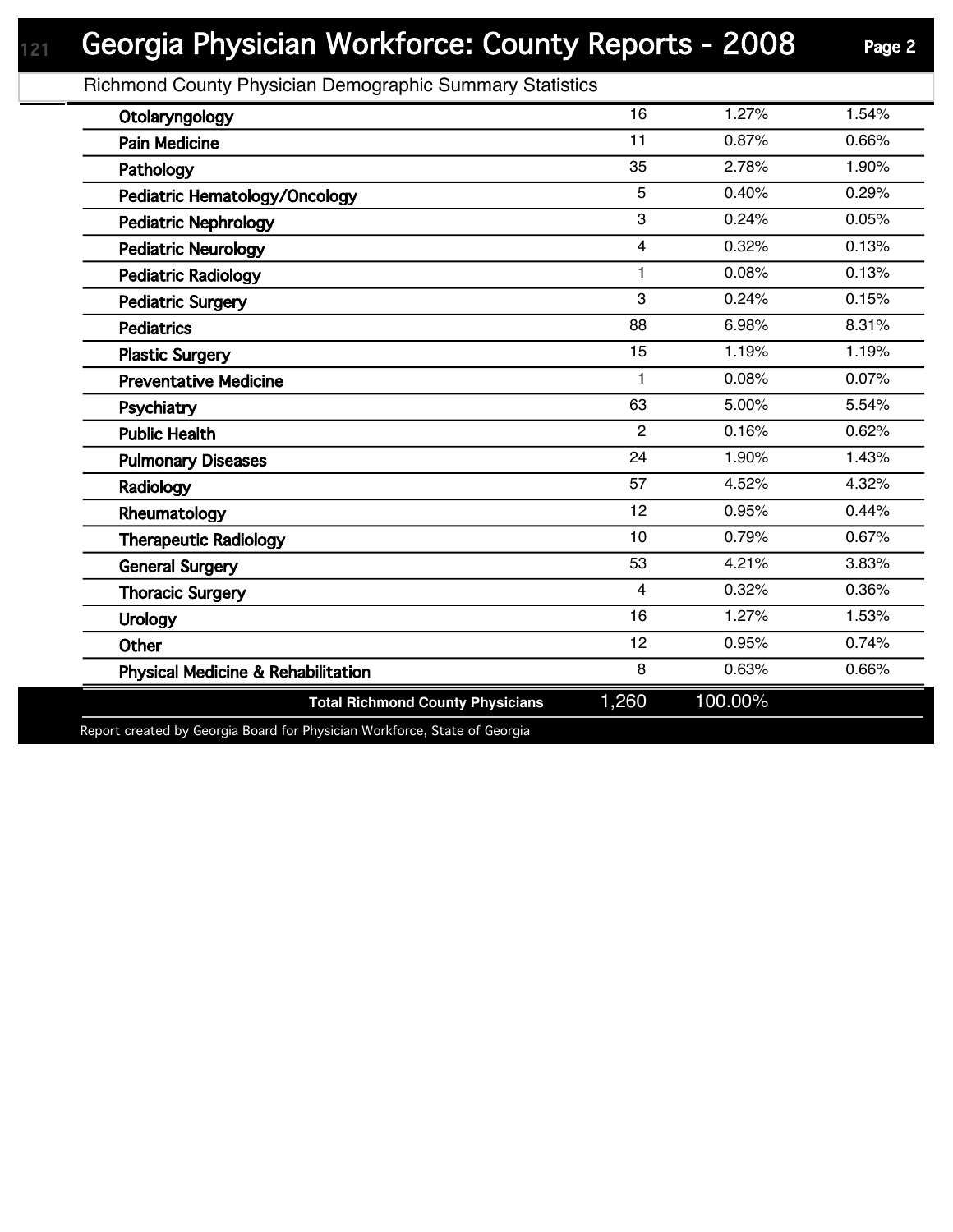## Richmond County Physician Demographic Summary Statistics

| | | | |
|---|---|---|---|
| Otolaryngology | 16 | 1.27% | 1.54% |
| Pain Medicine | 11 | 0.87% | 0.66% |
| Pathology | 35 | 2.78% | 1.90% |
| Pediatric Hematology/Oncology | 5 | 0.40% | 0.29% |
| Pediatric Nephrology | 3 | 0.24% | 0.05% |
| Pediatric Neurology | 4 | 0.32% | 0.13% |
| Pediatric Radiology | 1 | 0.08% | 0.13% |
| Pediatric Surgery | 3 | 0.24% | 0.15% |
| Pediatrics | 88 | 6.98% | 8.31% |
| Plastic Surgery | 15 | 1.19% | 1.19% |
| Preventative Medicine | 1 | 0.08% | 0.07% |
| Psychiatry | 63 | 5.00% | 5.54% |
| Public Health | 2 | 0.16% | 0.62% |
| Pulmonary Diseases | 24 | 1.90% | 1.43% |
| Radiology | 57 | 4.52% | 4.32% |
| Rheumatology | 12 | 0.95% | 0.44% |
| Therapeutic Radiology | 10 | 0.79% | 0.67% |
| General Surgery | 53 | 4.21% | 3.83% |
| Thoracic Surgery | 4 | 0.32% | 0.36% |
| Urology | 16 | 1.27% | 1.53% |
| Other | 12 | 0.95% | 0.74% |
| Physical Medicine & Rehabilitation | 8 | 0.63% | 0.66% |
| **Total Richmond County Physicians** | 1,260 | 100.00% | |

Report created by Georgia Board for Physician Workforce, State of Georgia